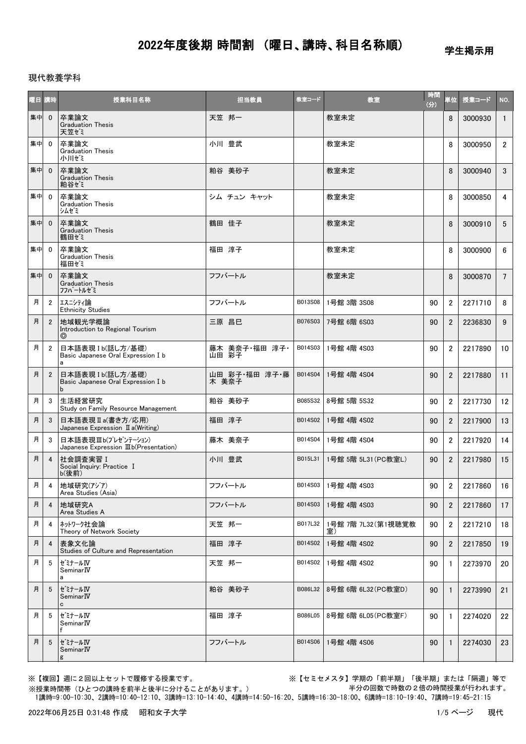# 2022年度後期 時間割 （曜日、講時、科目名称順）

学生掲示用

現代教養学科

| 曜日 | 講時 | 授業科目名称 | 担当教員 | 教室コード | 教室 | 時間(分) | 単位 | 授業コード | NO. |
|---|---|---|---|---|---|---|---|---|---|
| 集中 | 0 | 卒業論文 Graduation Thesis 天笠ゼミ | 天笠 邦一 | | 教室未定 | | 8 | 3000930 | 1 |
| 集中 | 0 | 卒業論文 Graduation Thesis 小川ゼミ | 小川 豊武 | | 教室未定 | | 8 | 3000950 | 2 |
| 集中 | 0 | 卒業論文 Graduation Thesis 粕谷ゼミ | 粕谷 美砂子 | | 教室未定 | | 8 | 3000940 | 3 |
| 集中 | 0 | 卒業論文 Graduation Thesis シムゼミ | シム チュン キャット | | 教室未定 | | 8 | 3000850 | 4 |
| 集中 | 0 | 卒業論文 Graduation Thesis 鶴田ゼミ | 鶴田 佳子 | | 教室未定 | | 8 | 3000910 | 5 |
| 集中 | 0 | 卒業論文 Graduation Thesis 福田ゼミ | 福田 淳子 | | 教室未定 | | 8 | 3000900 | 6 |
| 集中 | 0 | 卒業論文 Graduation Thesis ﾌﾌﾊﾞｰﾄﾙｾﾞﾐ | フフバートル | | 教室未定 | | 8 | 3000870 | 7 |
| 月 | 2 | ｴｽﾆｼﾃｨ論 Ethnicity Studies | フフバートル | B013S08 | 1号館 3階 3S08 | 90 | 2 | 2271710 | 8 |
| 月 | 2 | 地域観光学概論 Introduction to Regional Tourism ◎ | 三原 昌巳 | B076S03 | 7号館 6階 6S03 | 90 | 2 | 2236830 | 9 |
| 月 | 2 | 日本語表現Ⅰb(話し方/基礎) Basic Japanese Oral Expression Ⅰ b a | 藤木 美奈子・福田 淳子・山田 彩子 | B014S03 | 1号館 4階 4S03 | 90 | 2 | 2217890 | 10 |
| 月 | 2 | 日本語表現Ⅰb(話し方/基礎) Basic Japanese Oral Expression Ⅰ b b | 山田 彩子・福田 淳子・藤木 美奈子 | B014S04 | 1号館 4階 4S04 | 90 | 2 | 2217880 | 11 |
| 月 | 3 | 生活経営研究 Study on Family Resource Management | 粕谷 美砂子 | B085S32 | 8号館 5階 5S32 | 90 | 2 | 2217730 | 12 |
| 月 | 3 | 日本語表現Ⅱa(書き方/応用) Japanese Expression Ⅱa(Writing) | 福田 淳子 | B014S02 | 1号館 4階 4S02 | 90 | 2 | 2217900 | 13 |
| 月 | 3 | 日本語表現Ⅲb(ﾌﾟﾚｾﾞﾝﾃｰｼｮﾝ) Japanese Expression Ⅲb(Presentation) | 藤木 美奈子 | B014S04 | 1号館 4階 4S04 | 90 | 2 | 2217920 | 14 |
| 月 | 4 | 社会調査実習Ⅰ Social Inquiry: Practice Ⅰ b(後前) | 小川 豊武 | B015L31 | 1号館 5階 5L31(PC教室L) | 90 | 2 | 2217980 | 15 |
| 月 | 4 | 地域研究(ｱｼﾞｱ) Area Studies (Asia) | フフバートル | B014S03 | 1号館 4階 4S03 | 90 | 2 | 2217860 | 16 |
| 月 | 4 | 地域研究A Area Studies A | フフバートル | B014S03 | 1号館 4階 4S03 | 90 | 2 | 2217860 | 17 |
| 月 | 4 | ﾈｯﾄﾜｰｸ社会論 Theory of Network Society | 天笠 邦一 | B017L32 | 1号館 7階 7L32(第1視聴覚教室) | 90 | 2 | 2217210 | 18 |
| 月 | 4 | 表象文化論 Studies of Culture and Representation | 福田 淳子 | B014S02 | 1号館 4階 4S02 | 90 | 2 | 2217850 | 19 |
| 月 | 5 | ｾﾞﾐﾅｰﾙⅣ SeminarⅣ a | 天笠 邦一 | B014S02 | 1号館 4階 4S02 | 90 | 1 | 2273970 | 20 |
| 月 | 5 | ｾﾞﾐﾅｰﾙⅣ SeminarⅣ c | 粕谷 美砂子 | B086L32 | 8号館 6階 6L32(PC教室D) | 90 | 1 | 2273990 | 21 |
| 月 | 5 | ｾﾞﾐﾅｰﾙⅣ SeminarⅣ f | 福田 淳子 | B086L05 | 8号館 6階 6L05(PC教室F) | 90 | 1 | 2274020 | 22 |
| 月 | 5 | ｾﾞﾐﾅｰﾙⅣ SeminarⅣ g | フフバートル | B014S06 | 1号館 4階 4S06 | 90 | 1 | 2274030 | 23 |

※【複回】週に２回以上セットで履修する授業です。

※【セミセメスタ】学期の「前半期」「後半期」または「隔週」等で半分の回数で時数の２倍の時間授業が行われます。

※授業時間帯（ひとつの講時を前半と後半に分けることがあります。）

1講時=9:00-10:30、2講時=10:40-12:10、3講時=13:10-14:40、4講時=14:50-16:20、5講時=16:30-18:00、6講時=18:10-19:40、7講時=19:45-21:15

2022年06月25日 0:31:48 作成　昭和女子大学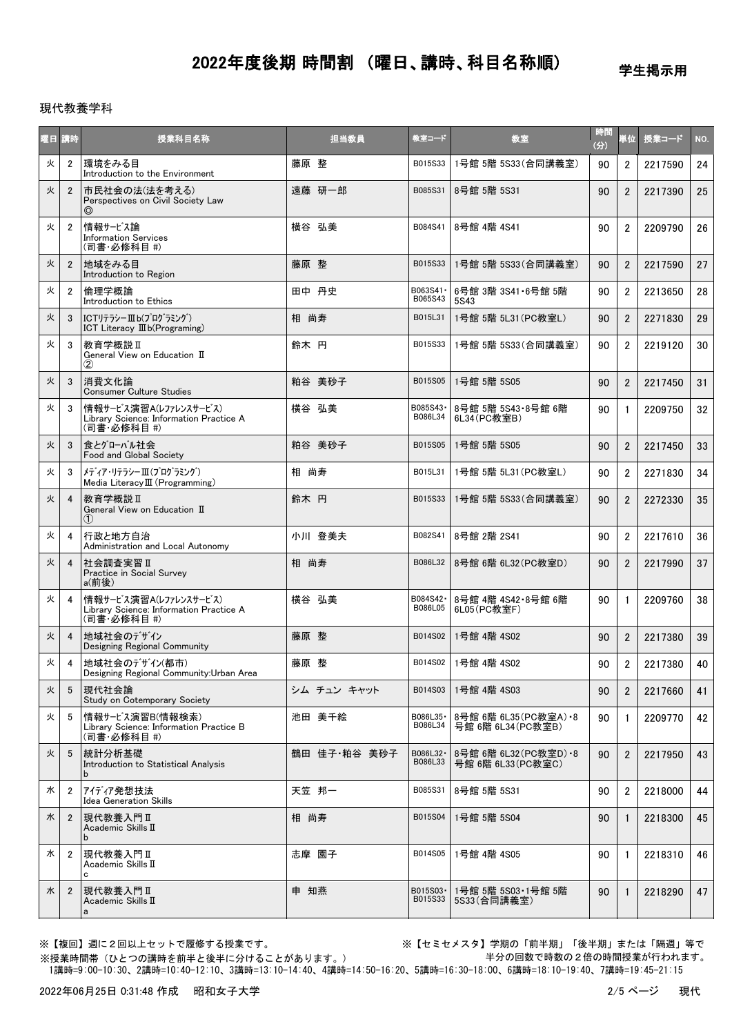# 2022年度後期 時間割 （曜日、講時、科目名称順）

学生掲示用

現代教養学科

| 曜日 | 講時 | 授業科目名称 | 担当教員 | 教室コード | 教室 | 時間(分) | 単位 | 授業コード | NO. |
|---|---|---|---|---|---|---|---|---|---|
| 火 | 2 | 環境をみる目<br>Introduction to the Environment | 藤原 整 | B015S33 | 1号館 5階 5S33(合同講義室) | 90 | 2 | 2217590 | 24 |
| 火 | 2 | 市民社会の法(法を考える)<br>Perspectives on Civil Society Law<br>◎ | 遠藤 研一郎 | B085S31 | 8号館 5階 5S31 | 90 | 2 | 2217390 | 25 |
| 火 | 2 | 情報ｻｰﾋﾞｽ論<br>Information Services<br>(司書・必修科目 #) | 横谷 弘美 | B084S41 | 8号館 4階 4S41 | 90 | 2 | 2209790 | 26 |
| 火 | 2 | 地域をみる目<br>Introduction to Region | 藤原 整 | B015S33 | 1号館 5階 5S33(合同講義室) | 90 | 2 | 2217590 | 27 |
| 火 | 2 | 倫理学概論<br>Introduction to Ethics | 田中 丹史 | B063S41・B065S43 | 6号館 3階 3S41・6号館 5階 5S43 | 90 | 2 | 2213650 | 28 |
| 火 | 3 | ICTﾘﾃﾗｼｰⅢb(ﾌﾟﾛｸﾞﾗﾐﾝｸﾞ)<br>ICT Literacy Ⅲb(Programing) | 相 尚寿 | B015L31 | 1号館 5階 5L31(PC教室L) | 90 | 2 | 2271830 | 29 |
| 火 | 3 | 教育学概説Ⅱ<br>General View on Education Ⅱ<br>② | 鈴木 円 | B015S33 | 1号館 5階 5S33(合同講義室) | 90 | 2 | 2219120 | 30 |
| 火 | 3 | 消費文化論<br>Consumer Culture Studies | 粕谷 美砂子 | B015S05 | 1号館 5階 5S05 | 90 | 2 | 2217450 | 31 |
| 火 | 3 | 情報ｻｰﾋﾞｽ演習A(ﾚﾌｧﾚﾝｽｻｰﾋﾞｽ)<br>Library Science: Information Practice A<br>(司書・必修科目 #) | 横谷 弘美 | B085S43・B086L34 | 8号館 5階 5S43・8号館 6階 6L34(PC教室B) | 90 | 1 | 2209750 | 32 |
| 火 | 3 | 食とｸﾞﾛｰﾊﾞﾙ社会<br>Food and Global Society | 粕谷 美砂子 | B015S05 | 1号館 5階 5S05 | 90 | 2 | 2217450 | 33 |
| 火 | 3 | ﾒﾃﾞｨｱ･ﾘﾃﾗｼｰⅢ(ﾌﾟﾛｸﾞﾗﾐﾝｸﾞ)<br>Media LiteracyⅢ(Programming) | 相 尚寿 | B015L31 | 1号館 5階 5L31(PC教室L) | 90 | 2 | 2271830 | 34 |
| 火 | 4 | 教育学概説Ⅱ<br>General View on Education Ⅱ<br>① | 鈴木 円 | B015S33 | 1号館 5階 5S33(合同講義室) | 90 | 2 | 2272330 | 35 |
| 火 | 4 | 行政と地方自治<br>Administration and Local Autonomy | 小川 登美夫 | B082S41 | 8号館 2階 2S41 | 90 | 2 | 2217610 | 36 |
| 火 | 4 | 社会調査実習Ⅱ<br>Practice in Social Survey<br>a(前後) | 相 尚寿 | B086L32 | 8号館 6階 6L32(PC教室D) | 90 | 2 | 2217990 | 37 |
| 火 | 4 | 情報ｻｰﾋﾞｽ演習A(ﾚﾌｧﾚﾝｽｻｰﾋﾞｽ)<br>Library Science: Information Practice A<br>(司書・必修科目 #) | 横谷 弘美 | B084S42・B086L05 | 8号館 4階 4S42・8号館 6階 6L05(PC教室F) | 90 | 1 | 2209760 | 38 |
| 火 | 4 | 地域社会のﾃﾞｻﾞｲﾝ<br>Designing Regional Community | 藤原 整 | B014S02 | 1号館 4階 4S02 | 90 | 2 | 2217380 | 39 |
| 火 | 4 | 地域社会のﾃﾞｻﾞｲﾝ(都市)<br>Designing Regional Community:Urban Area | 藤原 整 | B014S02 | 1号館 4階 4S02 | 90 | 2 | 2217380 | 40 |
| 火 | 5 | 現代社会論<br>Study on Cotemporary Society | シム チュン キャット | B014S03 | 1号館 4階 4S03 | 90 | 2 | 2217660 | 41 |
| 火 | 5 | 情報ｻｰﾋﾞｽ演習B(情報検索)<br>Library Science: Information Practice B<br>(司書・必修科目 #) | 池田 美千絵 | B086L35・B086L34 | 8号館 6階 6L35(PC教室A)・8号館 6階 6L34(PC教室B) | 90 | 1 | 2209770 | 42 |
| 火 | 5 | 統計分析基礎<br>Introduction to Statistical Analysis<br>b | 鶴田 佳子・粕谷 美砂子 | B086L32・B086L33 | 8号館 6階 6L32(PC教室D)・8号館 6階 6L33(PC教室C) | 90 | 2 | 2217950 | 43 |
| 水 | 2 | ｱｲﾃﾞｨｱ発想技法<br>Idea Generation Skills | 天笠 邦一 | B085S31 | 8号館 5階 5S31 | 90 | 2 | 2218000 | 44 |
| 水 | 2 | 現代教養入門Ⅱ<br>Academic SkillsⅡ<br>b | 相 尚寿 | B015S04 | 1号館 5階 5S04 | 90 | 1 | 2218300 | 45 |
| 水 | 2 | 現代教養入門Ⅱ<br>Academic SkillsⅡ<br>c | 志摩 園子 | B014S05 | 1号館 4階 4S05 | 90 | 1 | 2218310 | 46 |
| 水 | 2 | 現代教養入門Ⅱ<br>Academic SkillsⅡ<br>a | 申 知燕 | B015S03・B015S33 | 1号館 5階 5S03・1号館 5階 5S33(合同講義室) | 90 | 1 | 2218290 | 47 |

※【複回】週に２回以上セットで履修する授業です。

※【セミセメスタ】学期の「前半期」「後半期」または「隔週」等で半分の回数で時数の２倍の時間授業が行われます。

※授業時間帯（ひとつの講時を前半と後半に分けることがあります。）
1講時=9:00-10:30、2講時=10:40-12:10、3講時=13:10-14:40、4講時=14:50-16:20、5講時=16:30-18:00、6講時=18:10-19:40、7講時=19:45-21:15

2022年06月25日 0:31:48 作成 昭和女子大学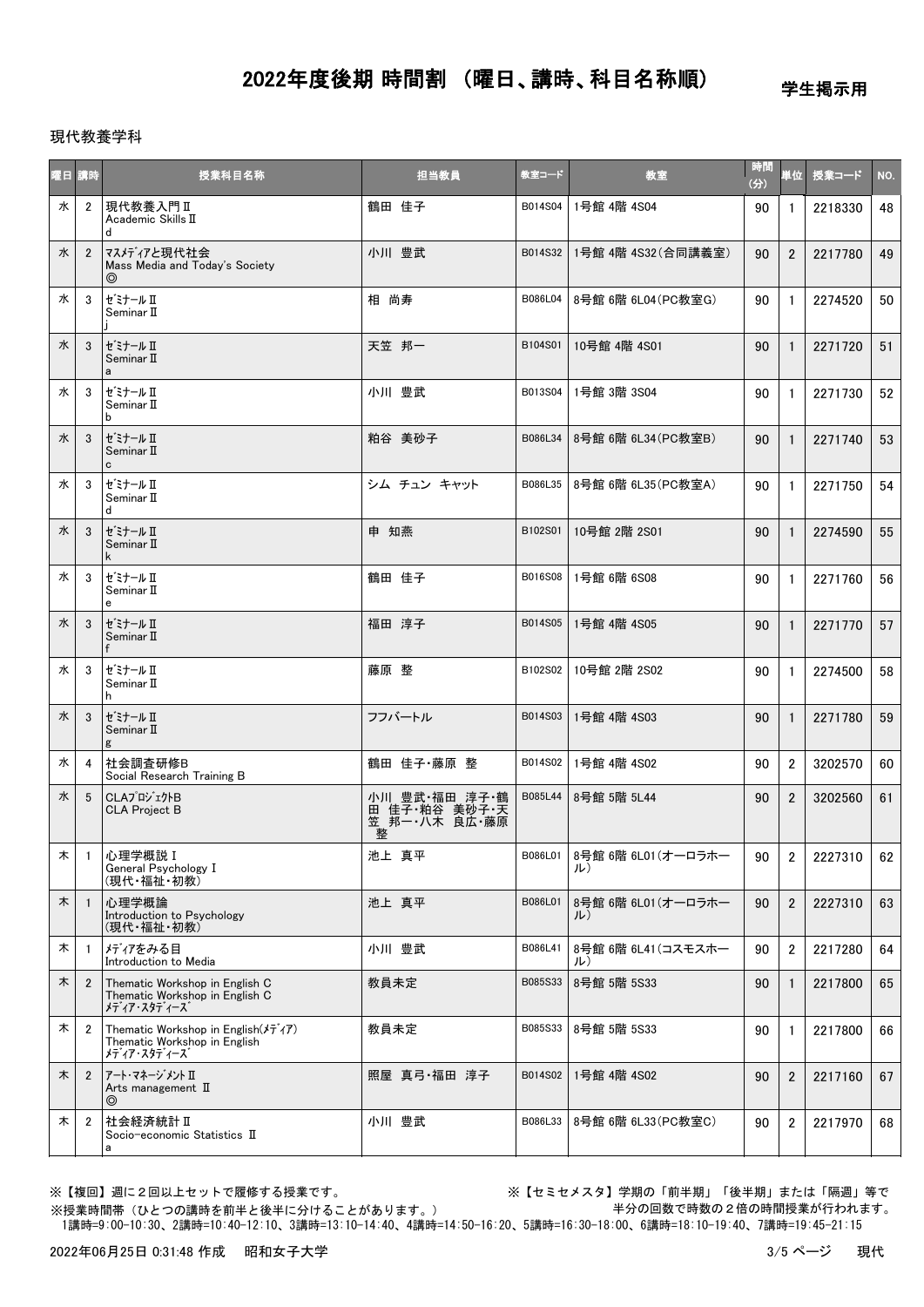# 2022年度後期 時間割 （曜日、講時、科目名称順）

学生掲示用

現代教養学科

| 曜日 | 講時 | 授業科目名称 | 担当教員 | 教室コード | 教室 | 時間(分) | 単位 | 授業コード | NO. |
|---|---|---|---|---|---|---|---|---|---|
| 水 | 2 | 現代教養入門Ⅱ<br>Academic SkillsⅡ<br>d | 鶴田 佳子 | B014S04 | 1号館 4階 4S04 | 90 | 1 | 2218330 | 48 |
| 水 | 2 | ﾏｽﾒﾃﾞｨｱと現代社会<br>Mass Media and Today's Society<br>◎ | 小川 豊武 | B014S32 | 1号館 4階 4S32(合同講義室) | 90 | 2 | 2217780 | 49 |
| 水 | 3 | ｾﾞﾐﾅｰﾙⅡ<br>SeminarⅡ<br>j | 相 尚寿 | B086L04 | 8号館 6階 6L04(PC教室G) | 90 | 1 | 2274520 | 50 |
| 水 | 3 | ｾﾞﾐﾅｰﾙⅡ<br>SeminarⅡ<br>a | 天笠 邦一 | B104S01 | 10号館 4階 4S01 | 90 | 1 | 2271720 | 51 |
| 水 | 3 | ｾﾞﾐﾅｰﾙⅡ<br>SeminarⅡ<br>b | 小川 豊武 | B013S04 | 1号館 3階 3S04 | 90 | 1 | 2271730 | 52 |
| 水 | 3 | ｾﾞﾐﾅｰﾙⅡ<br>SeminarⅡ<br>c | 粕谷 美砂子 | B086L34 | 8号館 6階 6L34(PC教室B) | 90 | 1 | 2271740 | 53 |
| 水 | 3 | ｾﾞﾐﾅｰﾙⅡ<br>SeminarⅡ<br>d | シム チュン キャット | B086L35 | 8号館 6階 6L35(PC教室A) | 90 | 1 | 2271750 | 54 |
| 水 | 3 | ｾﾞﾐﾅｰﾙⅡ<br>SeminarⅡ<br>k | 申 知燕 | B102S01 | 10号館 2階 2S01 | 90 | 1 | 2274590 | 55 |
| 水 | 3 | ｾﾞﾐﾅｰﾙⅡ<br>SeminarⅡ<br>e | 鶴田 佳子 | B016S08 | 1号館 6階 6S08 | 90 | 1 | 2271760 | 56 |
| 水 | 3 | ｾﾞﾐﾅｰﾙⅡ<br>SeminarⅡ<br>f | 福田 淳子 | B014S05 | 1号館 4階 4S05 | 90 | 1 | 2271770 | 57 |
| 水 | 3 | ｾﾞﾐﾅｰﾙⅡ<br>SeminarⅡ<br>h | 藤原 整 | B102S02 | 10号館 2階 2S02 | 90 | 1 | 2274500 | 58 |
| 水 | 3 | ｾﾞﾐﾅｰﾙⅡ<br>SeminarⅡ<br>g | フフバートル | B014S03 | 1号館 4階 4S03 | 90 | 1 | 2271780 | 59 |
| 水 | 4 | 社会調査研修B<br>Social Research Training B | 鶴田 佳子・藤原 整 | B014S02 | 1号館 4階 4S02 | 90 | 2 | 3202570 | 60 |
| 水 | 5 | CLAﾌﾟﾛｼﾞｪｸﾄB<br>CLA Project B | 小川 豊武・福田 淳子・鶴田 佳子・粕谷 美砂子・天笠 邦一・八木 良広・藤原 整 | B085L44 | 8号館 5階 5L44 | 90 | 2 | 3202560 | 61 |
| 木 | 1 | 心理学概説Ⅰ<br>General PsychologyⅠ<br>(現代・福祉・初教) | 池上 真平 | B086L01 | 8号館 6階 6L01(オーロラホール) | 90 | 2 | 2227310 | 62 |
| 木 | 1 | 心理学概論<br>Introduction to Psychology<br>(現代・福祉・初教) | 池上 真平 | B086L01 | 8号館 6階 6L01(オーロラホール) | 90 | 2 | 2227310 | 63 |
| 木 | 1 | ﾒﾃﾞｨｱをみる目<br>Introduction to Media | 小川 豊武 | B086L41 | 8号館 6階 6L41(コスモスホール) | 90 | 2 | 2217280 | 64 |
| 木 | 2 | Thematic Workshop in English C<br>Thematic Workshop in English C<br>ﾒﾃﾞｨｱ・ｽﾀﾃﾞｨｰｽﾞ | 教員未定 | B085S33 | 8号館 5階 5S33 | 90 | 1 | 2217800 | 65 |
| 木 | 2 | Thematic Workshop in English(ﾒﾃﾞｨｱ)<br>Thematic Workshop in English<br>ﾒﾃﾞｨｱ・ｽﾀﾃﾞｨｰｽﾞ | 教員未定 | B085S33 | 8号館 5階 5S33 | 90 | 1 | 2217800 | 66 |
| 木 | 2 | ｱｰﾄ・ﾏﾈｰｼﾞﾒﾝﾄⅡ<br>Arts management Ⅱ<br>◎ | 照屋 真弓・福田 淳子 | B014S02 | 1号館 4階 4S02 | 90 | 2 | 2217160 | 67 |
| 木 | 2 | 社会経済統計Ⅱ<br>Socio-economic Statistics Ⅱ<br>a | 小川 豊武 | B086L33 | 8号館 6階 6L33(PC教室C) | 90 | 2 | 2217970 | 68 |

※【複回】週に２回以上セットで履修する授業です。

※【セミセメスタ】学期の「前半期」「後半期」または「隔週」等で半分の回数で時数の２倍の時間授業が行われます。

※授業時間帯（ひとつの講時を前半と後半に分けることがあります。）

1講時=9:00-10:30、2講時=10:40-12:10、3講時=13:10-14:40、4講時=14:50-16:20、5講時=16:30-18:00、6講時=18:10-19:40、7講時=19:45-21:15

2022年06月25日 0:31:48 作成　昭和女子大学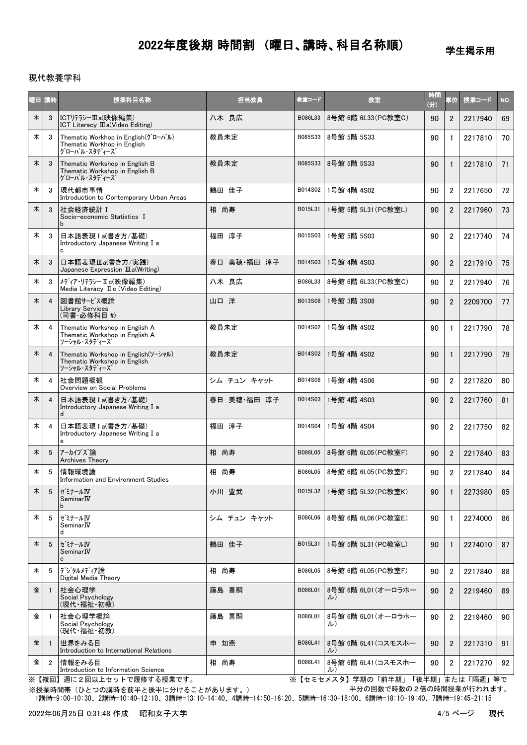# 2022年度後期 時間割 （曜日、講時、科目名称順）

学生掲示用

現代教養学科

| 曜日 | 講時 | 授業科目名称 | 担当教員 | 教室コード | 教室 | 時間(分) | 単位 | 授業コード | NO. |
|---|---|---|---|---|---|---|---|---|---|
| 木 | 3 | ICTﾘﾃﾗｼｰⅢa(映像編集)<br>ICT Literacy Ⅲa(Video Editing) | 八木 良広 | B086L33 | 8号館 6階 6L33(PC教室C) | 90 | 2 | 2217940 | 69 |
| 木 | 3 | Thematic Workhop in English(ｸﾞﾛｰﾊﾞﾙ)<br>Thematic Workhop in English<br>ｸﾞﾛｰﾊﾞﾙ・ｽﾀﾃﾞｨｰｽﾞ | 教員未定 | B085S33 | 8号館 5階 5S33 | 90 | 1 | 2217810 | 70 |
| 木 | 3 | Thematic Workshop in English B<br>Thematic Workshop in English B<br>ｸﾞﾛｰﾊﾞﾙ・ｽﾀﾃﾞｨｰｽﾞ | 教員未定 | B085S33 | 8号館 5階 5S33 | 90 | 1 | 2217810 | 71 |
| 木 | 3 | 現代都市事情<br>Introduction to Contemporary Urban Areas | 鶴田 佳子 | B014S02 | 1号館 4階 4S02 | 90 | 2 | 2217650 | 72 |
| 木 | 3 | 社会経済統計 I<br>Socio-economic Statistics I<br>b | 相 尚寿 | B015L31 | 1号館 5階 5L31(PC教室L) | 90 | 2 | 2217960 | 73 |
| 木 | 3 | 日本語表現 I a(書き方/基礎)<br>Introductory Japanese Writing I a<br>c | 福田 淳子 | B015S03 | 1号館 5階 5S03 | 90 | 2 | 2217740 | 74 |
| 木 | 3 | 日本語表現Ⅲa(書き方/実践)<br>Japanese Expression Ⅲa(Writing) | 春日 美穂・福田 淳子 | B014S03 | 1号館 4階 4S03 | 90 | 2 | 2217910 | 75 |
| 木 | 3 | ﾒﾃﾞｨｱ･ﾘﾃﾗｼｰⅡc(映像編集)<br>Media Literacy Ⅱc (Video Editing) | 八木 良広 | B086L33 | 8号館 6階 6L33(PC教室C) | 90 | 2 | 2217940 | 76 |
| 木 | 4 | 図書館サービス概論<br>Library Services<br>(司書・必修科目 #) | 山口 洋 | B013S08 | 1号館 3階 3S08 | 90 | 2 | 2209700 | 77 |
| 木 | 4 | Thematic Workshop in English A<br>Thematic Workshop in English A<br>ｿｰｼｬﾙ・ｽﾀﾃﾞｨｰｽﾞ | 教員未定 | B014S02 | 1号館 4階 4S02 | 90 | 1 | 2217790 | 78 |
| 木 | 4 | Thematic Workshop in English(ｿｰｼｬﾙ)<br>Thematic Workshop in English<br>ｿｰｼｬﾙ・ｽﾀﾃﾞｨｰｽﾞ | 教員未定 | B014S02 | 1号館 4階 4S02 | 90 | 1 | 2217790 | 79 |
| 木 | 4 | 社会問題概観<br>Overview on Social Problems | シム チュン キャット | B014S06 | 1号館 4階 4S06 | 90 | 2 | 2217820 | 80 |
| 木 | 4 | 日本語表現 I a(書き方/基礎)<br>Introductory Japanese Writing I a<br>d | 春日 美穂・福田 淳子 | B014S03 | 1号館 4階 4S03 | 90 | 2 | 2217760 | 81 |
| 木 | 4 | 日本語表現 I a(書き方/基礎)<br>Introductory Japanese Writing I a<br>e | 福田 淳子 | B014S04 | 1号館 4階 4S04 | 90 | 2 | 2217750 | 82 |
| 木 | 5 | ｱｰｶｲﾌﾞｽﾞ論<br>Archives Theory | 相 尚寿 | B086L05 | 8号館 6階 6L05(PC教室F) | 90 | 2 | 2217840 | 83 |
| 木 | 5 | 情報環境論<br>Information and Environment Studies | 相 尚寿 | B086L05 | 8号館 6階 6L05(PC教室F) | 90 | 2 | 2217840 | 84 |
| 木 | 5 | ｾﾞﾐﾅｰﾙⅣ<br>SeminarⅣ<br>b | 小川 豊武 | B015L32 | 1号館 5階 5L32(PC教室K) | 90 | 1 | 2273980 | 85 |
| 木 | 5 | ｾﾞﾐﾅｰﾙⅣ<br>SeminarⅣ<br>d | シム チュン キャット | B086L06 | 8号館 6階 6L06(PC教室E) | 90 | 1 | 2274000 | 86 |
| 木 | 5 | ｾﾞﾐﾅｰﾙⅣ<br>SeminarⅣ<br>e | 鶴田 佳子 | B015L31 | 1号館 5階 5L31(PC教室L) | 90 | 1 | 2274010 | 87 |
| 木 | 5 | ﾃﾞｼﾞﾀﾙﾒﾃﾞｨｱ論<br>Digital Media Theory | 相 尚寿 | B086L05 | 8号館 6階 6L05(PC教室F) | 90 | 2 | 2217840 | 88 |
| 金 | 1 | 社会心理学<br>Social Psychology<br>(現代・福祉・初教) | 藤島 喜嗣 | B086L01 | 8号館 6階 6L01(オーロラホール) | 90 | 2 | 2219460 | 89 |
| 金 | 1 | 社会心理学概論<br>Social Psychology<br>(現代・福祉・初教) | 藤島 喜嗣 | B086L01 | 8号館 6階 6L01(オーロラホール) | 90 | 2 | 2219460 | 90 |
| 金 | 1 | 世界をみる目<br>Introduction to International Relations | 申 知燕 | B086L41 | 8号館 6階 6L41(コスモスホール) | 90 | 2 | 2217310 | 91 |
| 金 | 2 | 情報をみる目<br>Introduction to Information Science | 相 尚寿 | B086L41 | 8号館 6階 6L41(コスモスホール) | 90 | 2 | 2217270 | 92 |

※【複回】週に２回以上セットで履修する授業です。

※【セミセメスタ】学期の「前半期」「後半期」または「隔週」等で半分の回数で時数の２倍の時間授業が行われます。

※授業時間帯（ひとつの講時を前半と後半に分けることがあります。）

1講時=9:00-10:30、2講時=10:40-12:10、3講時=13:10-14:40、4講時=14:50-16:20、5講時=16:30-18:00、6講時=18:10-19:40、7講時=19:45-21:15

2022年06月25日 0:31:48 作成　昭和女子大学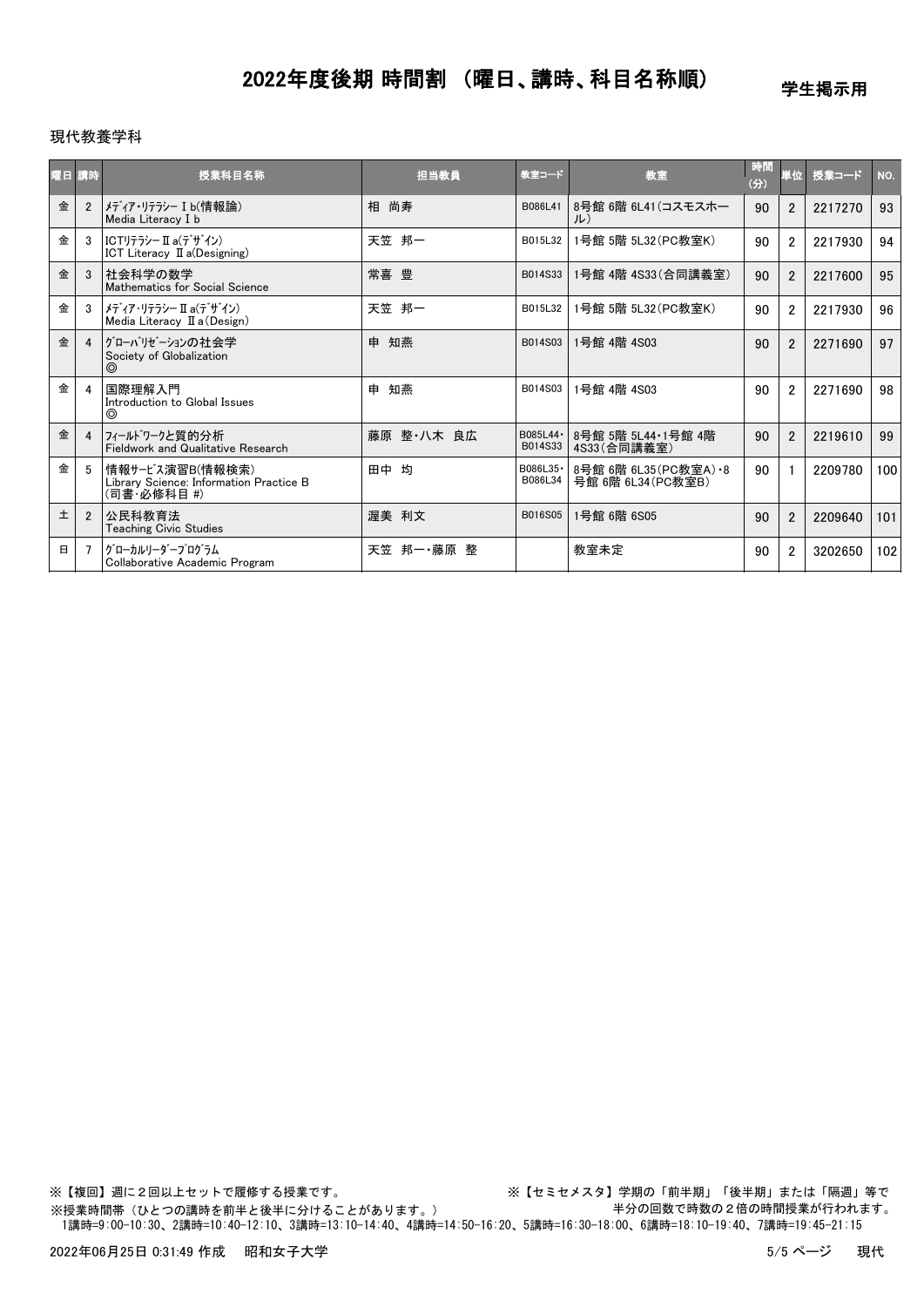# 2022年度後期 時間割 （曜日、講時、科目名称順）

学生掲示用

現代教養学科

| 曜日 | 講時 | 授業科目名称 | 担当教員 | 教室コード | 教室 | 時間(分) | 単位 | 授業コード | NO. |
|---|---|---|---|---|---|---|---|---|---|
| 金 | 2 | ﾒﾃﾞｨｱ･ﾘﾃﾗｼｰⅠb(情報論)<br>Media Literacy I b | 相 尚寿 | B086L41 | 8号館 6階 6L41(コスモスホール) | 90 | 2 | 2217270 | 93 |
| 金 | 3 | ICTﾘﾃﾗｼｰⅡa(ﾃﾞｻﾞｲﾝ)<br>ICT Literacy Ⅱa(Designing) | 天笠 邦一 | B015L32 | 1号館 5階 5L32(PC教室K) | 90 | 2 | 2217930 | 94 |
| 金 | 3 | 社会科学の数学<br>Mathematics for Social Science | 常喜 豊 | B014S33 | 1号館 4階 4S33(合同講義室) | 90 | 2 | 2217600 | 95 |
| 金 | 3 | ﾒﾃﾞｨｱ･ﾘﾃﾗｼｰⅡa(ﾃﾞｻﾞｲﾝ)<br>Media Literacy Ⅱa(Design) | 天笠 邦一 | B015L32 | 1号館 5階 5L32(PC教室K) | 90 | 2 | 2217930 | 96 |
| 金 | 4 | ｸﾞﾛｰﾊﾞﾘｾﾞｰｼｮﾝの社会学<br>Society of Globalization<br>◎ | 申 知燕 | B014S03 | 1号館 4階 4S03 | 90 | 2 | 2271690 | 97 |
| 金 | 4 | 国際理解入門<br>Introduction to Global Issues<br>◎ | 申 知燕 | B014S03 | 1号館 4階 4S03 | 90 | 2 | 2271690 | 98 |
| 金 | 4 | ﾌｨｰﾙﾄﾞﾜｰｸと質的分析<br>Fieldwork and Qualitative Research | 藤原 整・八木 良広 | B085L44・B014S33 | 8号館 5階 5L44・1号館 4階 4S33(合同講義室) | 90 | 2 | 2219610 | 99 |
| 金 | 5 | 情報ｻｰﾋﾞｽ演習B(情報検索)<br>Library Science: Information Practice B<br>(司書･必修科目 #) | 田中 均 | B086L35・B086L34 | 8号館 6階 6L35(PC教室A)・8号館 6階 6L34(PC教室B) | 90 | 1 | 2209780 | 100 |
| 土 | 2 | 公民科教育法<br>Teaching Civic Studies | 渥美 利文 | B016S05 | 1号館 6階 6S05 | 90 | 2 | 2209640 | 101 |
| 日 | 7 | ｸﾞﾛｰｶﾙﾘｰﾀﾞｰﾌﾟﾛｸﾞﾗﾑ<br>Collaborative Academic Program | 天笠 邦一・藤原 整 | | 教室未定 | 90 | 2 | 3202650 | 102 |

※【複回】週に２回以上セットで履修する授業です。

※【セミセメスタ】学期の「前半期」「後半期」または「隔週」等で半分の回数で時数の２倍の時間授業が行われます。

※授業時間帯（ひとつの講時を前半と後半に分けることがあります。）

1講時=9:00-10:30、2講時=10:40-12:10、3講時=13:10-14:40、4講時=14:50-16:20、5講時=16:30-18:00、6講時=18:10-19:40、7講時=19:45-21:15

2022年06月25日 0:31:49 作成　昭和女子大学